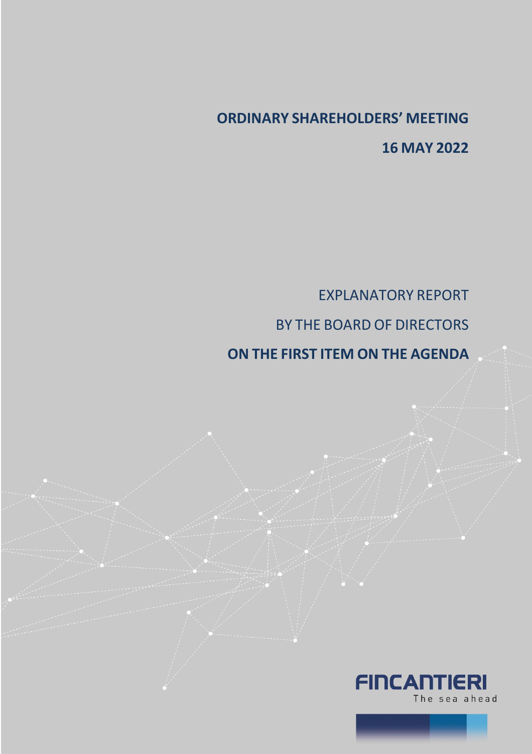# ORDINARY SHAREHOLDERS' MEETING

## 16 MAY 2022

EXPLANATORY REPORT

BY THE BOARD OF DIRECTORS

**ON THE FIRST ITEM ON THE AGENDA**

FINCANTIERI

The sea ahead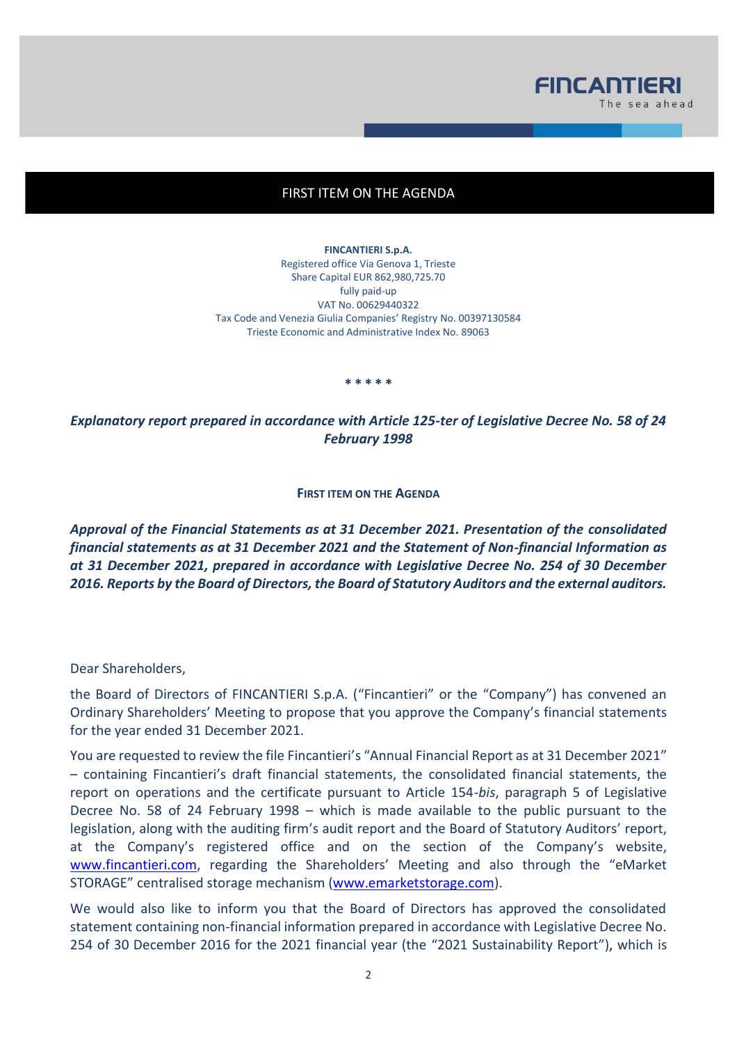# FIRST ITEM ON THE AGENDA

**FINCANTIERI S.p.A.**
Registered office Via Genova 1, Trieste
Share Capital EUR 862,980,725.70
fully paid-up
VAT No. 00629440322
Tax Code and Venezia Giulia Companies' Registry No. 00397130584
Trieste Economic and Administrative Index No. 89063

\* \* \* \* \*

***Explanatory report prepared in accordance with Article 125-ter of Legislative Decree No. 58 of 24 February 1998***

**FIRST ITEM ON THE AGENDA**

***Approval of the Financial Statements as at 31 December 2021. Presentation of the consolidated financial statements as at 31 December 2021 and the Statement of Non-financial Information as at 31 December 2021, prepared in accordance with Legislative Decree No. 254 of 30 December 2016. Reports by the Board of Directors, the Board of Statutory Auditors and the external auditors.***

Dear Shareholders,

the Board of Directors of FINCANTIERI S.p.A. ("Fincantieri" or the "Company") has convened an Ordinary Shareholders' Meeting to propose that you approve the Company's financial statements for the year ended 31 December 2021.

You are requested to review the file Fincantieri's "Annual Financial Report as at 31 December 2021" – containing Fincantieri's draft financial statements, the consolidated financial statements, the report on operations and the certificate pursuant to Article 154-*bis*, paragraph 5 of Legislative Decree No. 58 of 24 February 1998 – which is made available to the public pursuant to the legislation, along with the auditing firm's audit report and the Board of Statutory Auditors' report, at the Company's registered office and on the section of the Company's website, [www.fincantieri.com](www.fincantieri.com), regarding the Shareholders' Meeting and also through the "eMarket STORAGE" centralised storage mechanism ([www.emarketstorage.com](www.emarketstorage.com)).

We would also like to inform you that the Board of Directors has approved the consolidated statement containing non-financial information prepared in accordance with Legislative Decree No. 254 of 30 December 2016 for the 2021 financial year (the "2021 Sustainability Report"), which is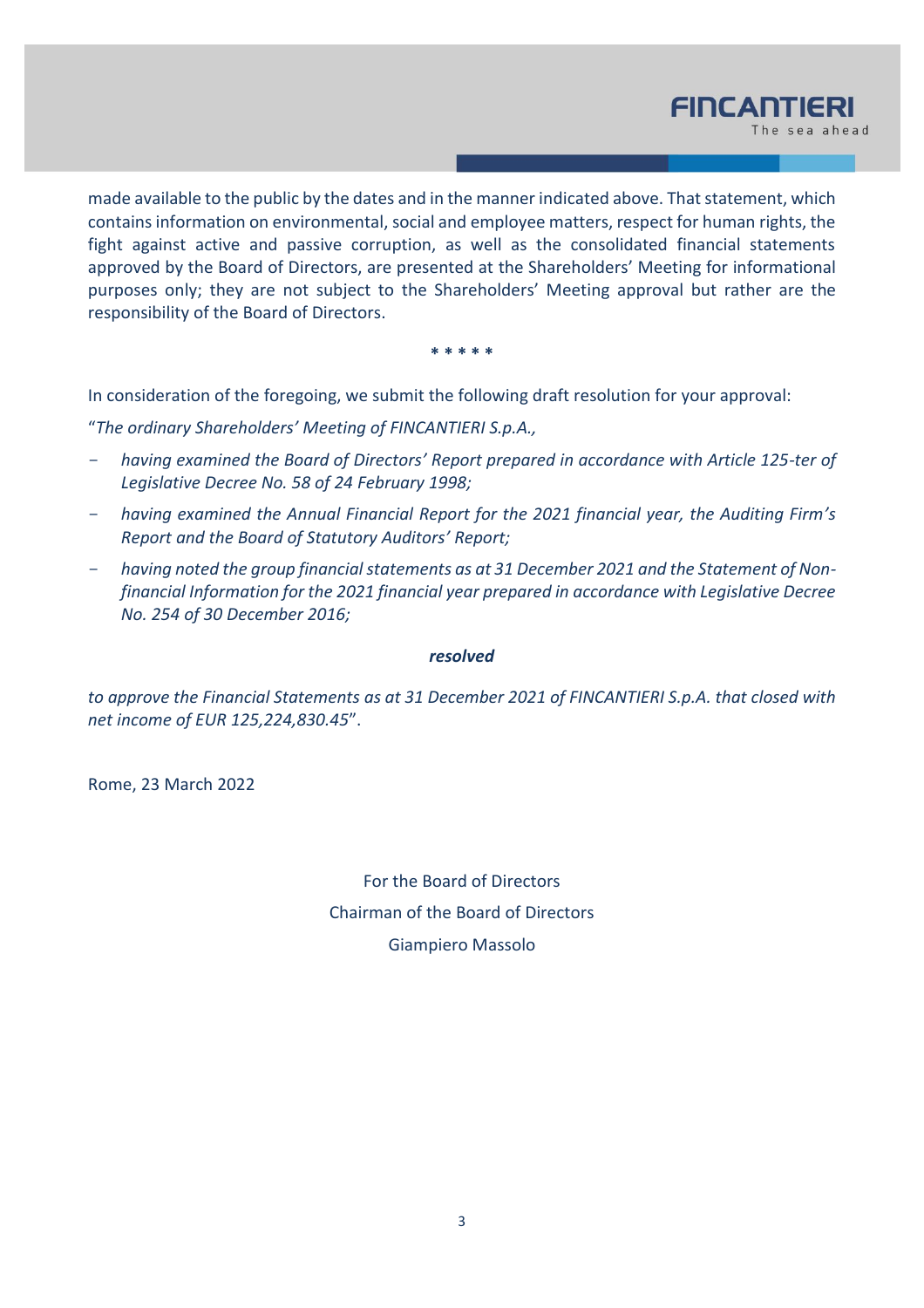made available to the public by the dates and in the manner indicated above. That statement, which contains information on environmental, social and employee matters, respect for human rights, the fight against active and passive corruption, as well as the consolidated financial statements approved by the Board of Directors, are presented at the Shareholders' Meeting for informational purposes only; they are not subject to the Shareholders' Meeting approval but rather are the responsibility of the Board of Directors.

\* \* \* \* \*

In consideration of the foregoing, we submit the following draft resolution for your approval:

"*The ordinary Shareholders' Meeting of FINCANTIERI S.p.A.,*

- *having examined the Board of Directors' Report prepared in accordance with Article 125-ter of Legislative Decree No. 58 of 24 February 1998;*
- *having examined the Annual Financial Report for the 2021 financial year, the Auditing Firm's Report and the Board of Statutory Auditors' Report;*
- *having noted the group financial statements as at 31 December 2021 and the Statement of Non-financial Information for the 2021 financial year prepared in accordance with Legislative Decree No. 254 of 30 December 2016;*

***resolved***

*to approve the Financial Statements as at 31 December 2021 of FINCANTIERI S.p.A. that closed with net income of EUR 125,224,830.45*".

Rome, 23 March 2022

For the Board of Directors
Chairman of the Board of Directors
Giampiero Massolo